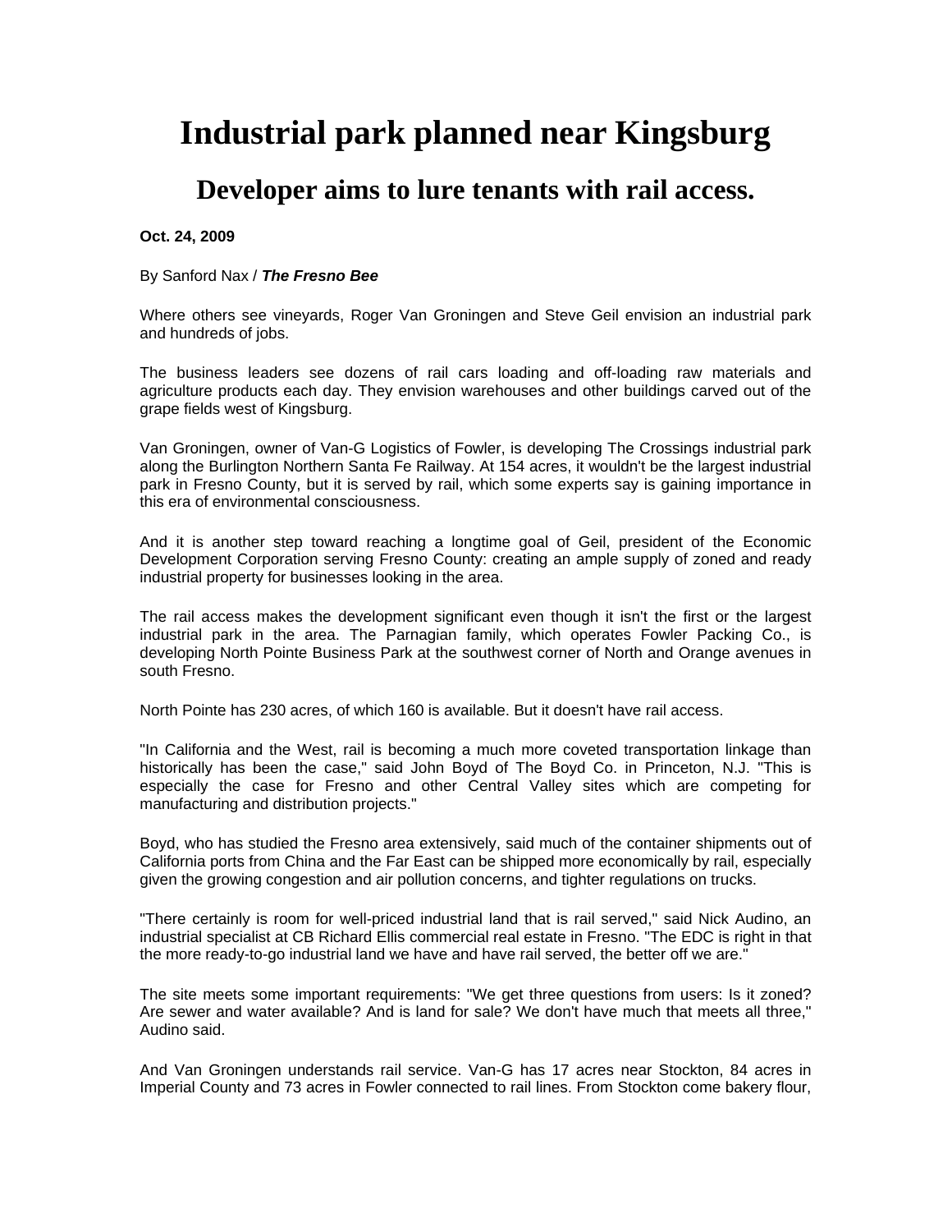# Industrial park planned near Kingsburg

## Developer aims to lure tenants with rail access.

**Oct. 24, 2009**

By Sanford Nax / ***The Fresno Bee***

Where others see vineyards, Roger Van Groningen and Steve Geil envision an industrial park and hundreds of jobs.

The business leaders see dozens of rail cars loading and off-loading raw materials and agriculture products each day. They envision warehouses and other buildings carved out of the grape fields west of Kingsburg.

Van Groningen, owner of Van-G Logistics of Fowler, is developing The Crossings industrial park along the Burlington Northern Santa Fe Railway. At 154 acres, it wouldn't be the largest industrial park in Fresno County, but it is served by rail, which some experts say is gaining importance in this era of environmental consciousness.

And it is another step toward reaching a longtime goal of Geil, president of the Economic Development Corporation serving Fresno County: creating an ample supply of zoned and ready industrial property for businesses looking in the area.

The rail access makes the development significant even though it isn't the first or the largest industrial park in the area. The Parnagian family, which operates Fowler Packing Co., is developing North Pointe Business Park at the southwest corner of North and Orange avenues in south Fresno.

North Pointe has 230 acres, of which 160 is available. But it doesn't have rail access.

"In California and the West, rail is becoming a much more coveted transportation linkage than historically has been the case," said John Boyd of The Boyd Co. in Princeton, N.J. "This is especially the case for Fresno and other Central Valley sites which are competing for manufacturing and distribution projects."

Boyd, who has studied the Fresno area extensively, said much of the container shipments out of California ports from China and the Far East can be shipped more economically by rail, especially given the growing congestion and air pollution concerns, and tighter regulations on trucks.

"There certainly is room for well-priced industrial land that is rail served," said Nick Audino, an industrial specialist at CB Richard Ellis commercial real estate in Fresno. "The EDC is right in that the more ready-to-go industrial land we have and have rail served, the better off we are."

The site meets some important requirements: "We get three questions from users: Is it zoned? Are sewer and water available? And is land for sale? We don't have much that meets all three," Audino said.

And Van Groningen understands rail service. Van-G has 17 acres near Stockton, 84 acres in Imperial County and 73 acres in Fowler connected to rail lines. From Stockton come bakery flour,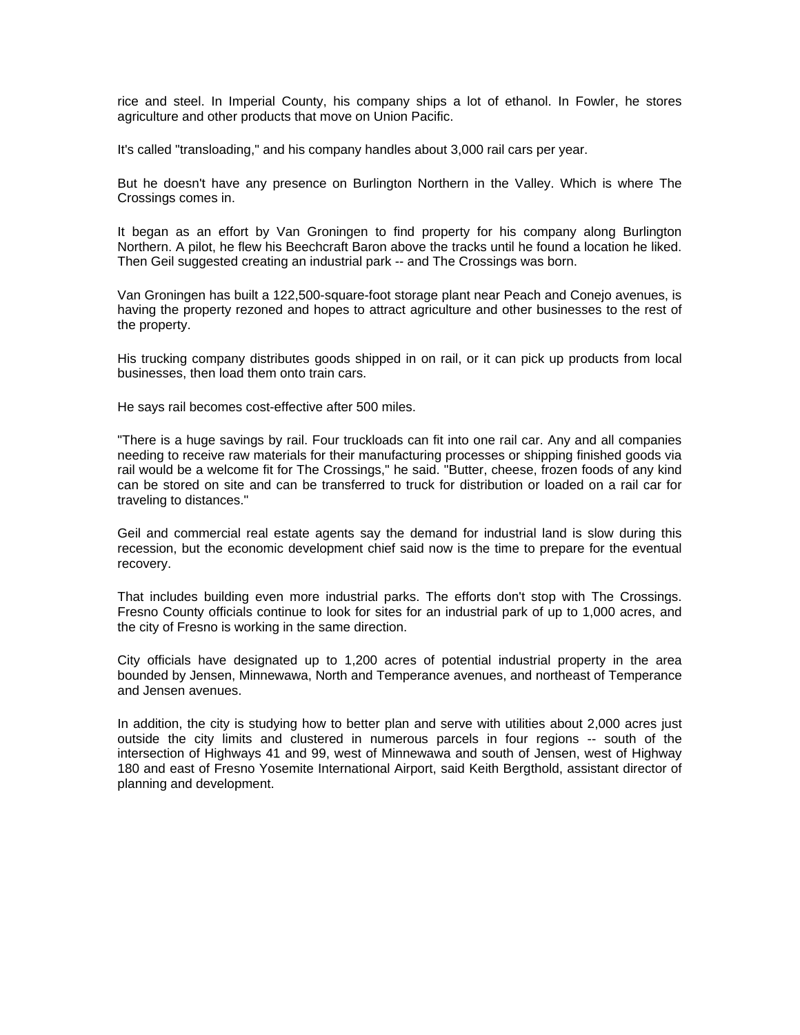rice and steel. In Imperial County, his company ships a lot of ethanol. In Fowler, he stores agriculture and other products that move on Union Pacific.

It's called "transloading," and his company handles about 3,000 rail cars per year.

But he doesn't have any presence on Burlington Northern in the Valley. Which is where The Crossings comes in.

It began as an effort by Van Groningen to find property for his company along Burlington Northern. A pilot, he flew his Beechcraft Baron above the tracks until he found a location he liked. Then Geil suggested creating an industrial park -- and The Crossings was born.

Van Groningen has built a 122,500-square-foot storage plant near Peach and Conejo avenues, is having the property rezoned and hopes to attract agriculture and other businesses to the rest of the property.

His trucking company distributes goods shipped in on rail, or it can pick up products from local businesses, then load them onto train cars.

He says rail becomes cost-effective after 500 miles.

"There is a huge savings by rail. Four truckloads can fit into one rail car. Any and all companies needing to receive raw materials for their manufacturing processes or shipping finished goods via rail would be a welcome fit for The Crossings," he said. "Butter, cheese, frozen foods of any kind can be stored on site and can be transferred to truck for distribution or loaded on a rail car for traveling to distances."

Geil and commercial real estate agents say the demand for industrial land is slow during this recession, but the economic development chief said now is the time to prepare for the eventual recovery.

That includes building even more industrial parks. The efforts don't stop with The Crossings. Fresno County officials continue to look for sites for an industrial park of up to 1,000 acres, and the city of Fresno is working in the same direction.

City officials have designated up to 1,200 acres of potential industrial property in the area bounded by Jensen, Minnewawa, North and Temperance avenues, and northeast of Temperance and Jensen avenues.

In addition, the city is studying how to better plan and serve with utilities about 2,000 acres just outside the city limits and clustered in numerous parcels in four regions -- south of the intersection of Highways 41 and 99, west of Minnewawa and south of Jensen, west of Highway 180 and east of Fresno Yosemite International Airport, said Keith Bergthold, assistant director of planning and development.